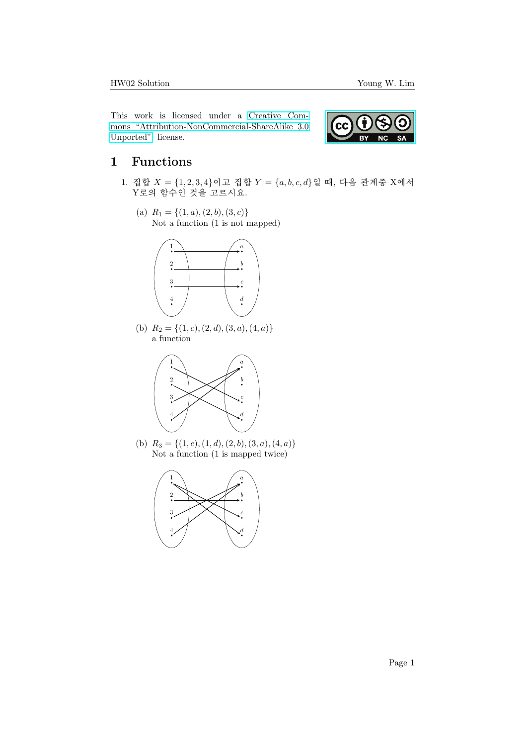This work is licensed under a Creative Commons "Attribution-NonCommercial-ShareAlike 3.0 Unported" license.

# 1 Functions

1. 집합 $X = \{1, 2, 3, 4\}$이고 집합 $Y = \{a, b, c, d\}$일 때, 다음 관계중 X에서 Y로의 함수인 것을 고르시요.

   (a) $R_1 = \{(1, a), (2, b), (3, c)\}$
   Not a function (1 is not mapped)

   (b) $R_2 = \{(1, c), (2, d), (3, a), (4, a)\}$
   a function

   (b) $R_3 = \{(1, c), (1, d), (2, b), (3, a), (4, a)\}$
   Not a function (1 is mapped twice)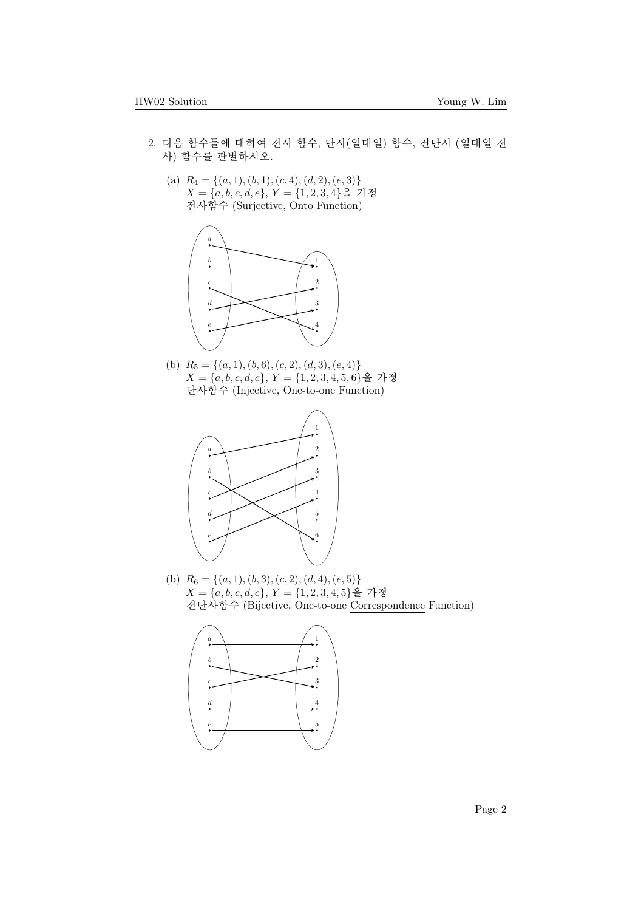2. 다음 함수들에 대하여 전사 함수, 단사(일대일) 함수, 전단사 (일대일 전사) 함수를 판별하시오.

   (a) $R_4 = \{(a,1),(b,1),(c,4),(d,2),(e,3)\}$
   $X = \{a,b,c,d,e\}$, $Y = \{1,2,3,4\}$을 가정
   전사함수 (Surjective, Onto Function)

   (b) $R_5 = \{(a,1),(b,6),(c,2),(d,3),(e,4)\}$
   $X = \{a,b,c,d,e\}$, $Y = \{1,2,3,4,5,6\}$을 가정
   단사함수 (Injective, One-to-one Function)

   (b) $R_6 = \{(a,1),(b,3),(c,2),(d,4),(e,5)\}$
   $X = \{a,b,c,d,e\}$, $Y = \{1,2,3,4,5\}$을 가정
   전단사함수 (Bijective, One-to-one Correspondence Function)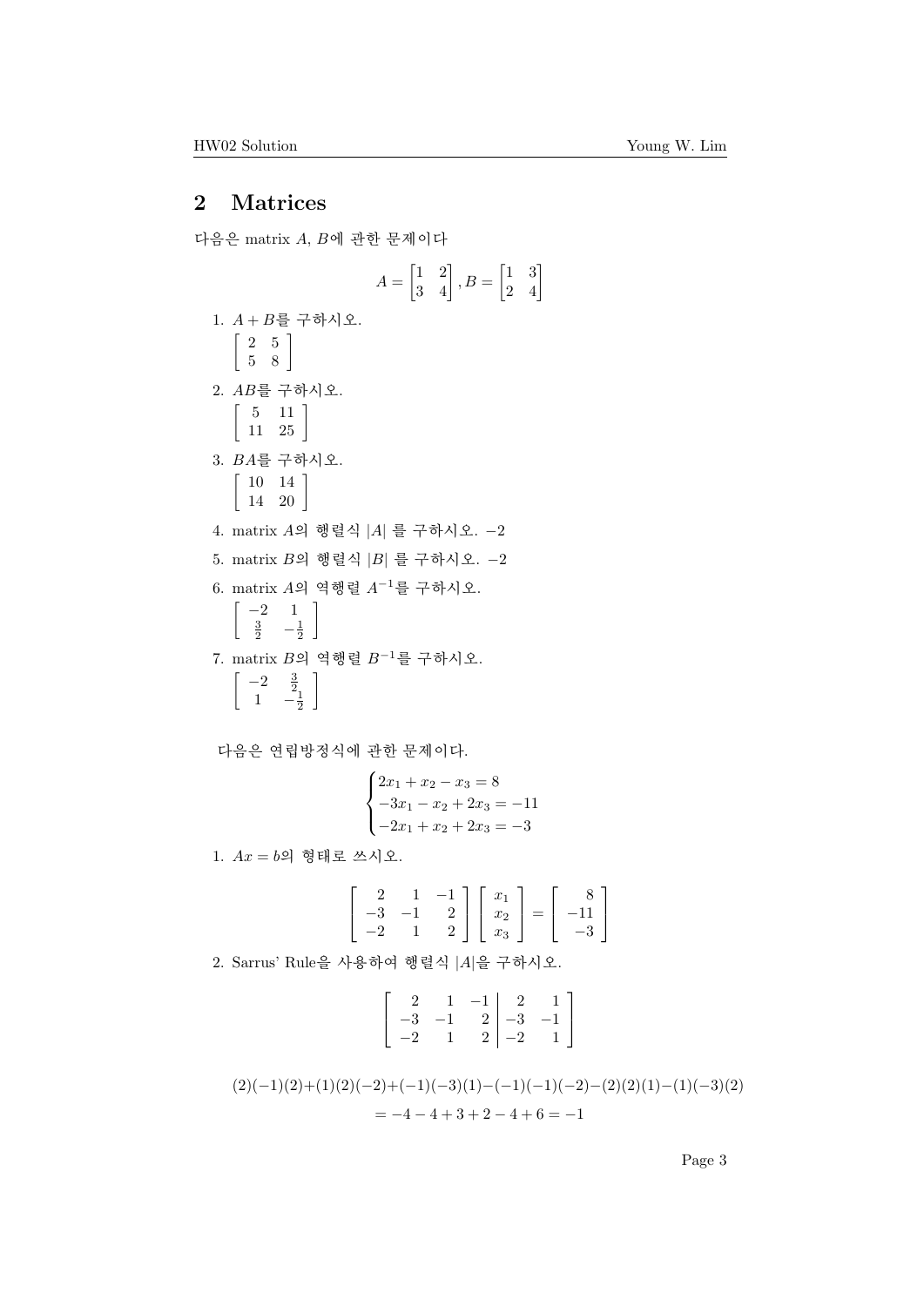## 2 Matrices

다음은 matrix $A$, $B$에 관한 문제이다

$$A = \begin{bmatrix} 1 & 2 \\ 3 & 4 \end{bmatrix}, B = \begin{bmatrix} 1 & 3 \\ 2 & 4 \end{bmatrix}$$

1. $A + B$를 구하시오.
   $\left[\begin{array}{cc} 2 & 5 \\ 5 & 8 \end{array}\right]$

2. $AB$를 구하시오.
   $\left[\begin{array}{cc} 5 & 11 \\ 11 & 25 \end{array}\right]$

3. $BA$를 구하시오.
   $\left[\begin{array}{cc} 10 & 14 \\ 14 & 20 \end{array}\right]$

4. matrix $A$의 행렬식 $|A|$ 를 구하시오. $-2$

5. matrix $B$의 행렬식 $|B|$ 를 구하시오. $-2$

6. matrix $A$의 역행렬 $A^{-1}$를 구하시오.
   $\left[\begin{array}{cc} -2 & 1 \\ \frac{3}{2} & -\frac{1}{2} \end{array}\right]$

7. matrix $B$의 역행렬 $B^{-1}$를 구하시오.
   $\left[\begin{array}{cc} -2 & \frac{3}{2} \\ 1 & -\frac{1}{2} \end{array}\right]$

다음은 연립방정식에 관한 문제이다.

$$\begin{cases} 2x_1 + x_2 - x_3 = 8 \\ -3x_1 - x_2 + 2x_3 = -11 \\ -2x_1 + x_2 + 2x_3 = -3 \end{cases}$$

1. $Ax = b$의 형태로 쓰시오.

$$\left[\begin{array}{rrr} 2 & 1 & -1 \\ -3 & -1 & 2 \\ -2 & 1 & 2 \end{array}\right] \left[\begin{array}{c} x_1 \\ x_2 \\ x_3 \end{array}\right] = \left[\begin{array}{r} 8 \\ -11 \\ -3 \end{array}\right]$$

2. Sarrus' Rule을 사용하여 행렬식 $|A|$을 구하시오.

$$\left[\begin{array}{rrr|rr} 2 & 1 & -1 & 2 & 1 \\ -3 & -1 & 2 & -3 & -1 \\ -2 & 1 & 2 & -2 & 1 \end{array}\right]$$

$$(2)(-1)(2)+(1)(2)(-2)+(-1)(-3)(1)-(-1)(-1)(-2)-(2)(2)(1)-(1)(-3)(2)$$

$$= -4 - 4 + 3 + 2 - 4 + 6 = -1$$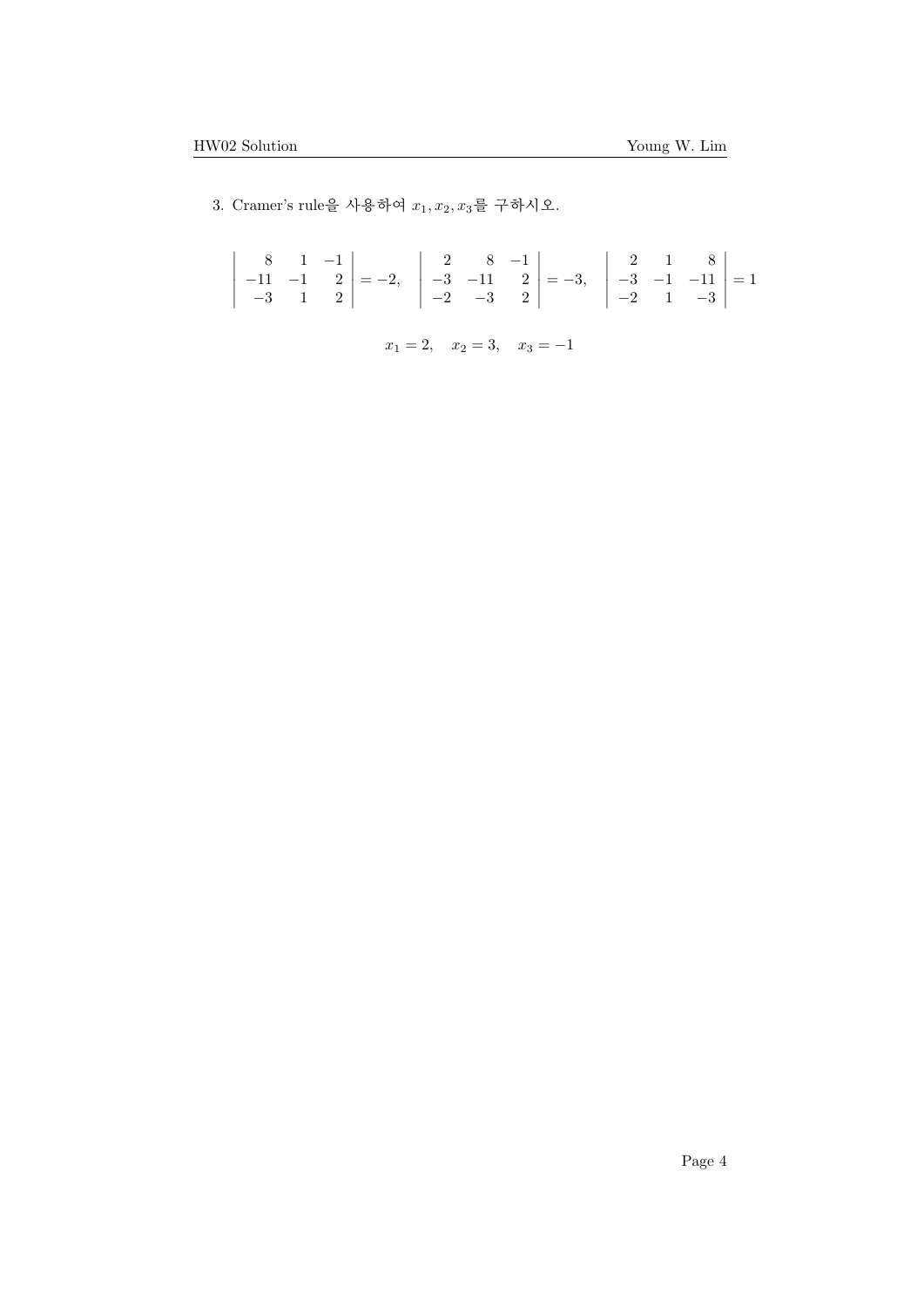3. Cramer's rule을 사용하여 $x_1, x_2, x_3$를 구하시오.

$$
\begin{vmatrix} 8 & 1 & -1 \\ -11 & -1 & 2 \\ -3 & 1 & 2 \end{vmatrix} = -2, \quad
\begin{vmatrix} 2 & 8 & -1 \\ -3 & -11 & 2 \\ -2 & -3 & 2 \end{vmatrix} = -3, \quad
\begin{vmatrix} 2 & 1 & 8 \\ -3 & -1 & -11 \\ -2 & 1 & -3 \end{vmatrix} = 1
$$

$$
x_1 = 2, \quad x_2 = 3, \quad x_3 = -1
$$